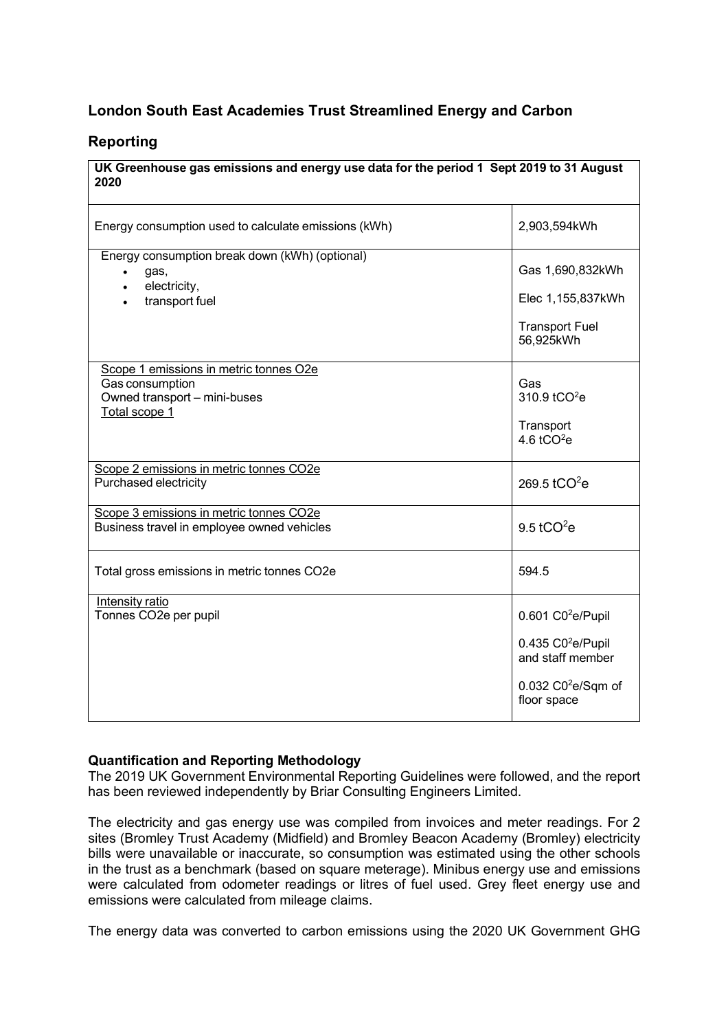## London South East Academies Trust Streamlined Energy and Carbon Reporting

| **UK Greenhouse gas emissions and energy use data for the period 1 Sept 2019 to 31 August 2020** | |
|---|---|
| Energy consumption used to calculate emissions (kWh) | 2,903,594kWh |
| Energy consumption break down (kWh) (optional)<br>• gas,<br>• electricity,<br>• transport fuel | Gas 1,690,832kWh<br>Elec 1,155,837kWh<br>Transport Fuel 56,925kWh |
| Scope 1 emissions in metric tonnes O2e<br>Gas consumption<br>Owned transport – mini-buses<br>Total scope 1 | Gas<br>310.9 $tCO^2e$<br>Transport<br>4.6 $tCO^2e$ |
| Scope 2 emissions in metric tonnes CO2e<br>Purchased electricity | 269.5 $tCO^2e$ |
| Scope 3 emissions in metric tonnes CO2e<br>Business travel in employee owned vehicles | 9.5 $tCO^2e$ |
| Total gross emissions in metric tonnes CO2e | 594.5 |
| Intensity ratio<br>Tonnes CO2e per pupil | 0.601 $C0^2e$/Pupil<br>0.435 $C0^2e$/Pupil and staff member<br>0.032 $C0^2e$/Sqm of floor space |

**Quantification and Reporting Methodology**
The 2019 UK Government Environmental Reporting Guidelines were followed, and the report has been reviewed independently by Briar Consulting Engineers Limited.

The electricity and gas energy use was compiled from invoices and meter readings. For 2 sites (Bromley Trust Academy (Midfield) and Bromley Beacon Academy (Bromley) electricity bills were unavailable or inaccurate, so consumption was estimated using the other schools in the trust as a benchmark (based on square meterage). Minibus energy use and emissions were calculated from odometer readings or litres of fuel used. Grey fleet energy use and emissions were calculated from mileage claims.

The energy data was converted to carbon emissions using the 2020 UK Government GHG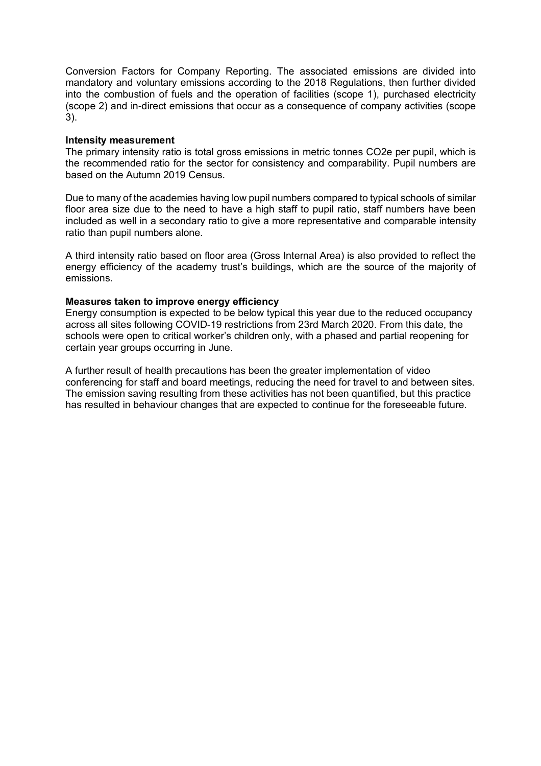Conversion Factors for Company Reporting. The associated emissions are divided into mandatory and voluntary emissions according to the 2018 Regulations, then further divided into the combustion of fuels and the operation of facilities (scope 1), purchased electricity (scope 2) and in-direct emissions that occur as a consequence of company activities (scope 3).

**Intensity measurement**

The primary intensity ratio is total gross emissions in metric tonnes CO2e per pupil, which is the recommended ratio for the sector for consistency and comparability. Pupil numbers are based on the Autumn 2019 Census.

Due to many of the academies having low pupil numbers compared to typical schools of similar floor area size due to the need to have a high staff to pupil ratio, staff numbers have been included as well in a secondary ratio to give a more representative and comparable intensity ratio than pupil numbers alone.

A third intensity ratio based on floor area (Gross Internal Area) is also provided to reflect the energy efficiency of the academy trust's buildings, which are the source of the majority of emissions.

**Measures taken to improve energy efficiency**

Energy consumption is expected to be below typical this year due to the reduced occupancy across all sites following COVID-19 restrictions from 23rd March 2020. From this date, the schools were open to critical worker's children only, with a phased and partial reopening for certain year groups occurring in June.

A further result of health precautions has been the greater implementation of video conferencing for staff and board meetings, reducing the need for travel to and between sites. The emission saving resulting from these activities has not been quantified, but this practice has resulted in behaviour changes that are expected to continue for the foreseeable future.